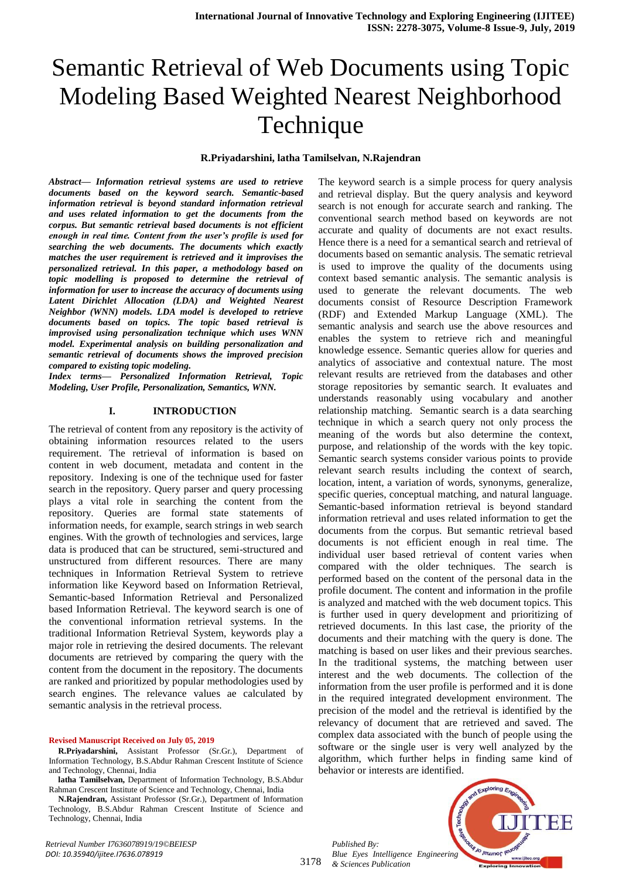# Semantic Retrieval of Web Documents using Topic Modeling Based Weighted Nearest Neighborhood Technique

**R.Priyadarshini, latha Tamilselvan, N.Rajendran**

***Abstract— Information retrieval systems are used to retrieve documents based on the keyword search. Semantic-based information retrieval is beyond standard information retrieval and uses related information to get the documents from the corpus. But semantic retrieval based documents is not efficient enough in real time. Content from the user's profile is used for searching the web documents. The documents which exactly matches the user requirement is retrieved and it improvises the personalized retrieval. In this paper, a methodology based on topic modelling is proposed to determine the retrieval of information for user to increase the accuracy of documents using Latent Dirichlet Allocation (LDA) and Weighted Nearest Neighbor (WNN) models. LDA model is developed to retrieve documents based on topics. The topic based retrieval is improvised using personalization technique which uses WNN model. Experimental analysis on building personalization and semantic retrieval of documents shows the improved precision compared to existing topic modeling.***

***Index terms— Personalized Information Retrieval, Topic Modeling, User Profile, Personalization, Semantics, WNN.***

## I. INTRODUCTION

The retrieval of content from any repository is the activity of obtaining information resources related to the users requirement. The retrieval of information is based on content in web document, metadata and content in the repository. Indexing is one of the technique used for faster search in the repository. Query parser and query processing plays a vital role in searching the content from the repository. Queries are formal state statements of information needs, for example, search strings in web search engines. With the growth of technologies and services, large data is produced that can be structured, semi-structured and unstructured from different resources. There are many techniques in Information Retrieval System to retrieve information like Keyword based on Information Retrieval, Semantic-based Information Retrieval and Personalized based Information Retrieval. The keyword search is one of the conventional information retrieval systems. In the traditional Information Retrieval System, keywords play a major role in retrieving the desired documents. The relevant documents are retrieved by comparing the query with the content from the document in the repository. The documents are ranked and prioritized by popular methodologies used by search engines. The relevance values ae calculated by semantic analysis in the retrieval process.

The keyword search is a simple process for query analysis and retrieval display. But the query analysis and keyword search is not enough for accurate search and ranking. The conventional search method based on keywords are not accurate and quality of documents are not exact results. Hence there is a need for a semantical search and retrieval of documents based on semantic analysis. The sematic retrieval is used to improve the quality of the documents using context based semantic analysis. The semantic analysis is used to generate the relevant documents. The web documents consist of Resource Description Framework (RDF) and Extended Markup Language (XML). The semantic analysis and search use the above resources and enables the system to retrieve rich and meaningful knowledge essence. Semantic queries allow for queries and analytics of associative and contextual nature. The most relevant results are retrieved from the databases and other storage repositories by semantic search. It evaluates and understands reasonably using vocabulary and another relationship matching. Semantic search is a data searching technique in which a search query not only process the meaning of the words but also determine the context, purpose, and relationship of the words with the key topic. Semantic search systems consider various points to provide relevant search results including the context of search, location, intent, a variation of words, synonyms, generalize, specific queries, conceptual matching, and natural language. Semantic-based information retrieval is beyond standard information retrieval and uses related information to get the documents from the corpus. But semantic retrieval based documents is not efficient enough in real time. The individual user based retrieval of content varies when compared with the older techniques. The search is performed based on the content of the personal data in the profile document. The content and information in the profile is analyzed and matched with the web document topics. This is further used in query development and prioritizing of retrieved documents. In this last case, the priority of the documents and their matching with the query is done. The matching is based on user likes and their previous searches. In the traditional systems, the matching between user interest and the web documents. The collection of the information from the user profile is performed and it is done in the required integrated development environment. The precision of the model and the retrieval is identified by the relevancy of document that are retrieved and saved. The complex data associated with the bunch of people using the software or the single user is very well analyzed by the algorithm, which further helps in finding same kind of behavior or interests are identified.

**Revised Manuscript Received on July 05, 2019**

**R.Priyadarshini,** Assistant Professor (Sr.Gr.), Department of Information Technology, B.S.Abdur Rahman Crescent Institute of Science and Technology, Chennai, India

**latha Tamilselvan,** Department of Information Technology, B.S.Abdur Rahman Crescent Institute of Science and Technology, Chennai, India

**N.Rajendran,** Assistant Professor (Sr.Gr.), Department of Information Technology, B.S.Abdur Rahman Crescent Institute of Science and Technology, Chennai, India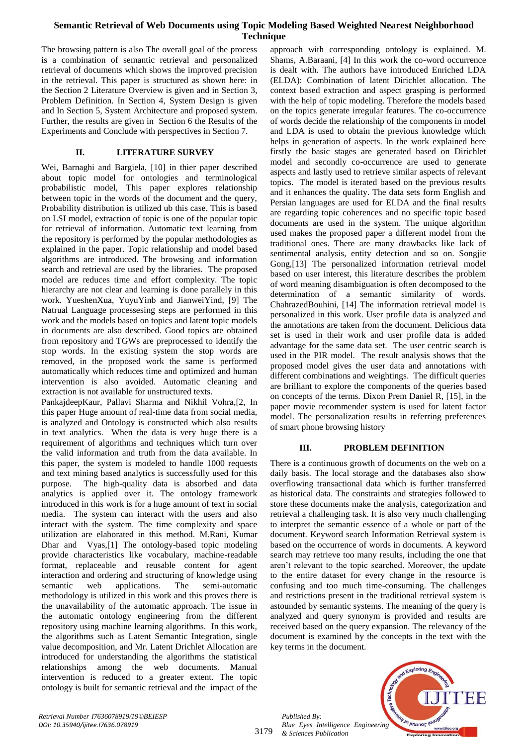The browsing pattern is also The overall goal of the process is a combination of semantic retrieval and personalized retrieval of documents which shows the improved precision in the retrieval. This paper is structured as shown here: in the Section 2 Literature Overview is given and in Section 3, Problem Definition. In Section 4, System Design is given and In Section 5, System Architecture and proposed system. Further, the results are given in Section 6 the Results of the Experiments and Conclude with perspectives in Section 7.

## II. LITERATURE SURVEY

Wei, Barnaghi and Bargiela, [10] in thier paper described about topic model for ontologies and terminological probabilistic model, This paper explores relationship between topic in the words of the document and the query, Probability distribution is utilized ub this case. This is based on LSI model, extraction of topic is one of the popular topic for retrieval of information. Automatic text learning from the repository is performed by the popular methodologies as explained in the paper. Topic relationship and model based algorithms are introduced. The browsing and information search and retrieval are used by the libraries. The proposed model are reduces time and effort complexity. The topic hierarchy are not clear and learning is done parallely in this work. YueshenXua, YuyuYinb and JianweiYind, [9] The Natrual Language processesing steps are performed in this work and the models based on topics and latent topic models in documents are also described. Good topics are obtained from repository and TGWs are preprocessed to identify the stop words. In the existing system the stop words are removed, in the proposed work the same is performed automatically which reduces time and optimized and human intervention is also avoided. Automatic cleaning and extraction is not available for unstructured texts.

PankajdeepKaur, Pallavi Sharma and Nikhil Vohra,[2, In this paper Huge amount of real-time data from social media, is analyzed and Ontology is constructed which also results in text analytics. When the data is very huge there is a requirement of algorithms and techniques which turn over the valid information and truth from the data available. In this paper, the system is modeled to handle 1000 requests and text mining based analytics is successfully used for this purpose. The high-quality data is absorbed and data analytics is applied over it. The ontology framework introduced in this work is for a huge amount of text in social media. The system can interact with the users and also interact with the system. The time complexity and space utilization are elaborated in this method. M.Rani, Kumar Dhar and Vyas,[1] The ontology-based topic modeling provide characteristics like vocabulary, machine-readable format, replaceable and reusable content for agent interaction and ordering and structuring of knowledge using semantic web applications. The semi-automatic methodology is utilized in this work and this proves there is the unavailability of the automatic approach. The issue in the automatic ontology engineering from the different repository using machine learning algorithms. In this work, the algorithms such as Latent Semantic Integration, single value decomposition, and Mr. Latent Drichlet Allocation are introduced for understanding the algorithms the statistical relationships among the web documents. Manual intervention is reduced to a greater extent. The topic ontology is built for semantic retrieval and the impact of the approach with corresponding ontology is explained. M. Shams, A.Baraani, [4] In this work the co-word occurrence is dealt with. The authors have introduced Enriched LDA (ELDA): Combination of latent Dirichlet allocation. The context based extraction and aspect grasping is performed with the help of topic modeling. Therefore the models based on the topics generate irregular features. The co-occurrence of words decide the relationship of the components in model and LDA is used to obtain the previous knowledge which helps in generation of aspects. In the work explained here firstly the basic stages are generated based on Dirichlet model and secondly co-occurrence are used to generate aspects and lastly used to retrieve similar aspects of relevant topics. The model is iterated based on the previous results and it enhances the quality. The data sets form English and Persian languages are used for ELDA and the final results are regarding topic coherences and no specific topic based documents are used in the system. The unique algorithm used makes the proposed paper a different model from the traditional ones. There are many drawbacks like lack of sentimental analysis, entity detection and so on. Songjie Gong,[13] The personalized information retrieval model based on user interest, this literature describes the problem of word meaning disambiguation is often decomposed to the determination of a semantic similarity of words. ChahrazedBouhini, [14] The information retrieval model is personalized in this work. User profile data is analyzed and the annotations are taken from the document. Delicious data set is used in their work and user profile data is added advantage for the same data set. The user centric search is used in the PIR model. The result analysis shows that the proposed model gives the user data and annotations with different combinations and weightings. The difficult queries are brilliant to explore the components of the queries based on concepts of the terms. Dixon Prem Daniel R, [15], in the paper movie recommender system is used for latent factor model. The personalization results in referring preferences of smart phone browsing history

## III. PROBLEM DEFINITION

There is a continuous growth of documents on the web on a daily basis. The local storage and the databases also show overflowing transactional data which is further transferred as historical data. The constraints and strategies followed to store these documents make the analysis, categorization and retrieval a challenging task. It is also very much challenging to interpret the semantic essence of a whole or part of the document. Keyword search Information Retrieval system is based on the occurrence of words in documents. A keyword search may retrieve too many results, including the one that aren't relevant to the topic searched. Moreover, the update to the entire dataset for every change in the resource is confusing and too much time-consuming. The challenges and restrictions present in the traditional retrieval system is astounded by semantic systems. The meaning of the query is analyzed and query synonym is provided and results are received based on the query expansion. The relevancy of the document is examined by the concepts in the text with the key terms in the document.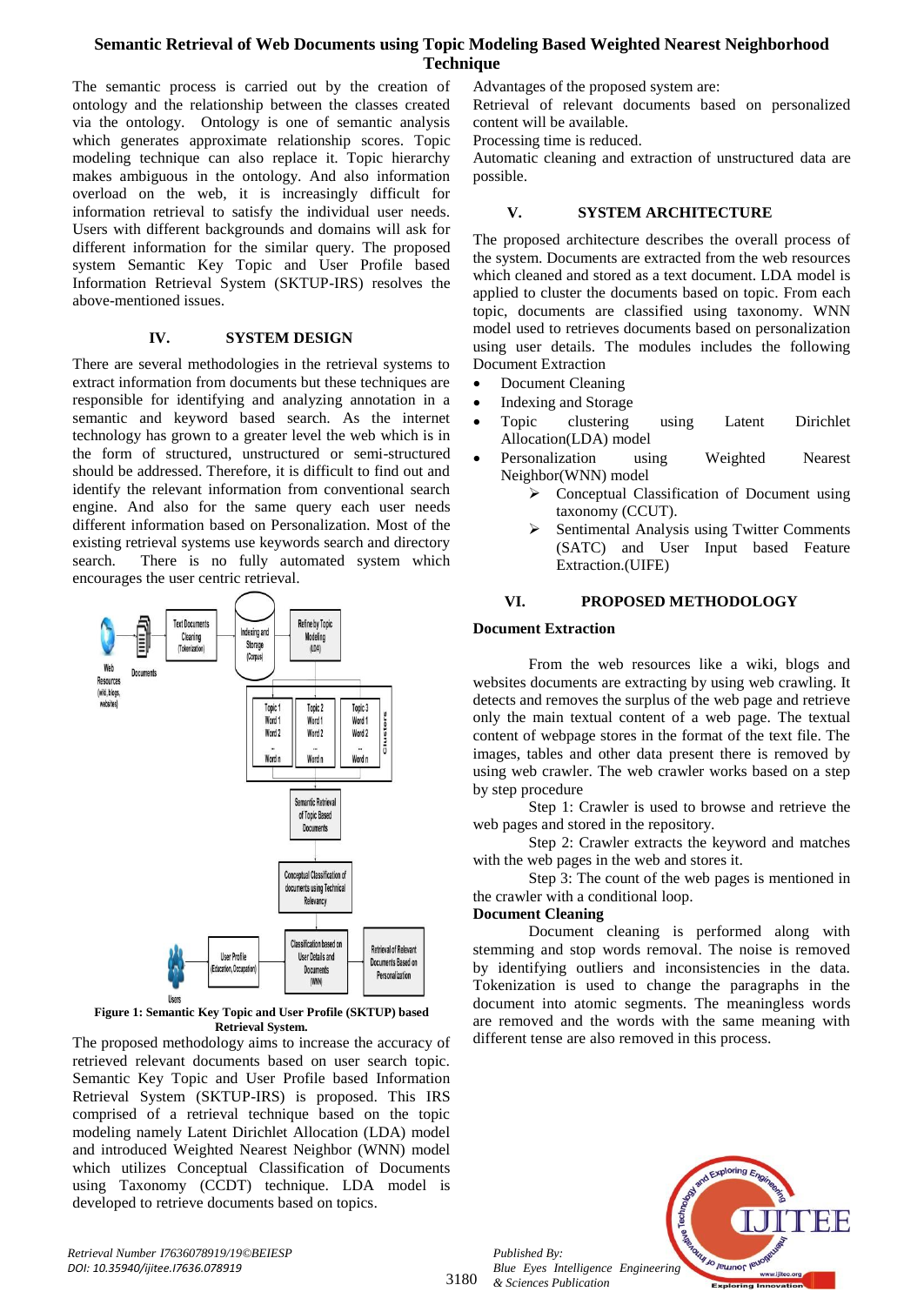The semantic process is carried out by the creation of ontology and the relationship between the classes created via the ontology. Ontology is one of semantic analysis which generates approximate relationship scores. Topic modeling technique can also replace it. Topic hierarchy makes ambiguous in the ontology. And also information overload on the web, it is increasingly difficult for information retrieval to satisfy the individual user needs. Users with different backgrounds and domains will ask for different information for the similar query. The proposed system Semantic Key Topic and User Profile based Information Retrieval System (SKTUP-IRS) resolves the above-mentioned issues.

## IV. SYSTEM DESIGN

There are several methodologies in the retrieval systems to extract information from documents but these techniques are responsible for identifying and analyzing annotation in a semantic and keyword based search. As the internet technology has grown to a greater level the web which is in the form of structured, unstructured or semi-structured should be addressed. Therefore, it is difficult to find out and identify the relevant information from conventional search engine. And also for the same query each user needs different information based on Personalization. Most of the existing retrieval systems use keywords search and directory search. There is no fully automated system which encourages the user centric retrieval.

**Figure 1: Semantic Key Topic and User Profile (SKTUP) based Retrieval System.**

The proposed methodology aims to increase the accuracy of retrieved relevant documents based on user search topic. Semantic Key Topic and User Profile based Information Retrieval System (SKTUP-IRS) is proposed. This IRS comprised of a retrieval technique based on the topic modeling namely Latent Dirichlet Allocation (LDA) model and introduced Weighted Nearest Neighbor (WNN) model which utilizes Conceptual Classification of Documents using Taxonomy (CCDT) technique. LDA model is developed to retrieve documents based on topics.

Advantages of the proposed system are:
Retrieval of relevant documents based on personalized content will be available.
Processing time is reduced.
Automatic cleaning and extraction of unstructured data are possible.

## V. SYSTEM ARCHITECTURE

The proposed architecture describes the overall process of the system. Documents are extracted from the web resources which cleaned and stored as a text document. LDA model is applied to cluster the documents based on topic. From each topic, documents are classified using taxonomy. WNN model used to retrieves documents based on personalization using user details. The modules includes the following Document Extraction

- Document Cleaning
- Indexing and Storage
- Topic clustering using Latent Dirichlet Allocation(LDA) model
- Personalization using Weighted Nearest Neighbor(WNN) model
  - ➢ Conceptual Classification of Document using taxonomy (CCUT).
  - ➢ Sentimental Analysis using Twitter Comments (SATC) and User Input based Feature Extraction.(UIFE)

## VI. PROPOSED METHODOLOGY

### Document Extraction

From the web resources like a wiki, blogs and websites documents are extracting by using web crawling. It detects and removes the surplus of the web page and retrieve only the main textual content of a web page. The textual content of webpage stores in the format of the text file. The images, tables and other data present there is removed by using web crawler. The web crawler works based on a step by step procedure

Step 1: Crawler is used to browse and retrieve the web pages and stored in the repository.

Step 2: Crawler extracts the keyword and matches with the web pages in the web and stores it.

Step 3: The count of the web pages is mentioned in the crawler with a conditional loop.

### Document Cleaning

Document cleaning is performed along with stemming and stop words removal. The noise is removed by identifying outliers and inconsistencies in the data. Tokenization is used to change the paragraphs in the document into atomic segments. The meaningless words are removed and the words with the same meaning with different tense are also removed in this process.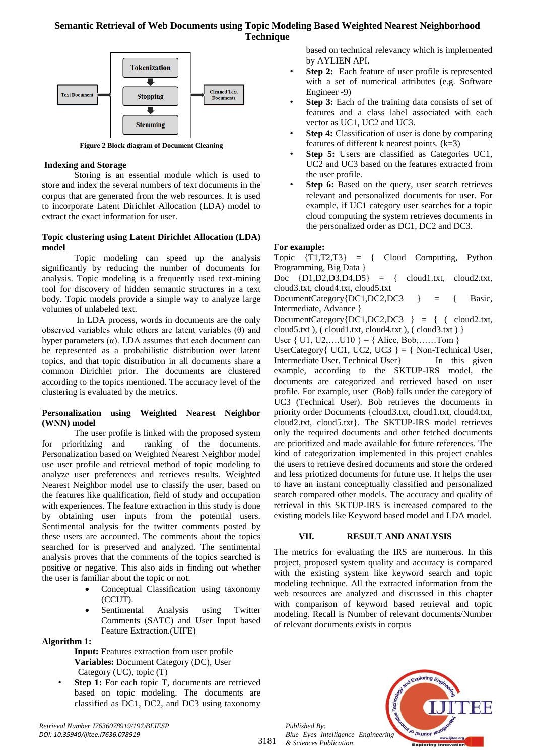# Semantic Retrieval of Web Documents using Topic Modeling Based Weighted Nearest Neighborhood Technique

Text Document → Tokenization → Stopping → Stemming → Cleaned Text Documents

**Figure 2 Block diagram of Document Cleaning**

### Indexing and Storage

Storing is an essential module which is used to store and index the several numbers of text documents in the corpus that are generated from the web resources. It is used to incorporate Latent Dirichlet Allocation (LDA) model to extract the exact information for user.

### Topic clustering using Latent Dirichlet Allocation (LDA) model

Topic modeling can speed up the analysis significantly by reducing the number of documents for analysis. Topic modeling is a frequently used text-mining tool for discovery of hidden semantic structures in a text body. Topic models provide a simple way to analyze large volumes of unlabeled text.

In LDA process, words in documents are the only observed variables while others are latent variables (θ) and hyper parameters (α). LDA assumes that each document can be represented as a probabilistic distribution over latent topics, and that topic distribution in all documents share a common Dirichlet prior. The documents are clustered according to the topics mentioned. The accuracy level of the clustering is evaluated by the metrics.

### Personalization using Weighted Nearest Neighbor (WNN) model

The user profile is linked with the proposed system for prioritizing and ranking of the documents. Personalization based on Weighted Nearest Neighbor model use user profile and retrieval method of topic modeling to analyze user preferences and retrieves results. Weighted Nearest Neighbor model use to classify the user, based on the features like qualification, field of study and occupation with experiences. The feature extraction in this study is done by obtaining user inputs from the potential users. Sentimental analysis for the twitter comments posted by these users are accounted. The comments about the topics searched for is preserved and analyzed. The sentimental analysis proves that the comments of the topics searched is positive or negative. This also aids in finding out whether the user is familiar about the topic or not.

- Conceptual Classification using taxonomy (CCUT).
- Sentimental Analysis using Twitter Comments (SATC) and User Input based Feature Extraction.(UIFE)

**Algorithm 1:**

**Input: F**eatures extraction from user profile
**Variables:** Document Category (DC), User Category (UC), topic (T)

- **Step 1:** For each topic T, documents are retrieved based on topic modeling. The documents are classified as DC1, DC2, and DC3 using taxonomy based on technical relevancy which is implemented by AYLIEN API.
- **Step 2:** Each feature of user profile is represented with a set of numerical attributes (e.g. Software Engineer -9)
- **Step 3:** Each of the training data consists of set of features and a class label associated with each vector as UC1, UC2 and UC3.
- **Step 4:** Classification of user is done by comparing features of different k nearest points. (k=3)
- **Step 5:** Users are classified as Categories UC1, UC2 and UC3 based on the features extracted from the user profile.
- **Step 6:** Based on the query, user search retrieves relevant and personalized documents for user. For example, if UC1 category user searches for a topic cloud computing the system retrieves documents in the personalized order as DC1, DC2 and DC3.

**For example:**

Topic {T1,T2,T3} = { Cloud Computing, Python Programming, Big Data }
Doc {D1,D2,D3,D4,D5} = { cloud1.txt, cloud2.txt, cloud3.txt, cloud4.txt, cloud5.txt
DocumentCategory{DC1,DC2,DC3 } = { Basic, Intermediate, Advance }
DocumentCategory{DC1,DC2,DC3 } = { ( cloud2.txt, cloud5.txt ), ( cloud1.txt, cloud4.txt ), ( cloud3.txt ) }
User { U1, U2,….U10 } = { Alice, Bob,……Tom }
UserCategory{ UC1, UC2, UC3 } = { Non-Technical User, Intermediate User, Technical User} In this given example, according to the SKTUP-IRS model, the documents are categorized and retrieved based on user profile. For example, user (Bob) falls under the category of UC3 (Technical User). Bob retrieves the documents in priority order Documents {cloud3.txt, cloud1.txt, cloud4.txt, cloud2.txt, cloud5.txt}. The SKTUP-IRS model retrieves only the required documents and other fetched documents are prioritized and made available for future references. The kind of categorization implemented in this project enables the users to retrieve desired documents and store the ordered and less priotized documents for future use. It helps the user to have an instant conceptually classified and personalized search compared other models. The accuracy and quality of retrieval in this SKTUP-IRS is increased compared to the existing models like Keyword based model and LDA model.

## VII. RESULT AND ANALYSIS

The metrics for evaluating the IRS are numerous. In this project, proposed system quality and accuracy is compared with the existing system like keyword search and topic modeling technique. All the extracted information from the web resources are analyzed and discussed in this chapter with comparison of keyword based retrieval and topic modeling. Recall is Number of relevant documents/Number of relevant documents exists in corpus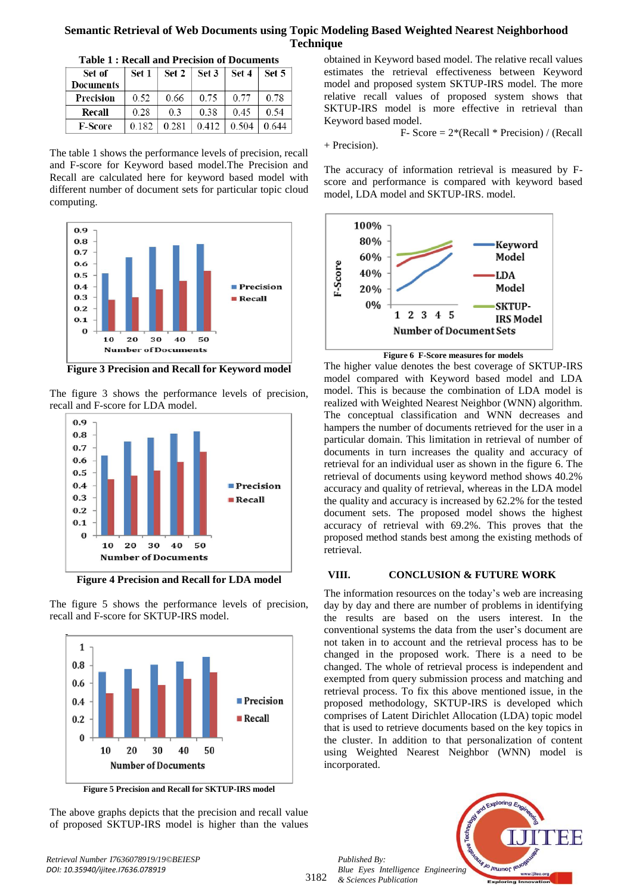**Table 1 : Recall and Precision of Documents**

| Set of Documents | Set 1 | Set 2 | Set 3 | Set 4 | Set 5 |
|---|---|---|---|---|---|
| Precision | 0.52 | 0.66 | 0.75 | 0.77 | 0.78 |
| Recall | 0.28 | 0.3 | 0.38 | 0.45 | 0.54 |
| F-Score | 0.182 | 0.281 | 0.412 | 0.504 | 0.644 |

The table 1 shows the performance levels of precision, recall and F-score for Keyword based model.The Precision and Recall are calculated here for keyword based model with different number of document sets for particular topic cloud computing.

**Figure 3 Precision and Recall for Keyword model**

The figure 3 shows the performance levels of precision, recall and F-score for LDA model.

**Figure 4 Precision and Recall for LDA model**

The figure 5 shows the performance levels of precision, recall and F-score for SKTUP-IRS model.

**Figure 5 Precision and Recall for SKTUP-IRS model**

The above graphs depicts that the precision and recall value of proposed SKTUP-IRS model is higher than the values obtained in Keyword based model. The relative recall values estimates the retrieval effectiveness between Keyword model and proposed system SKTUP-IRS model. The more relative recall values of proposed system shows that SKTUP-IRS model is more effective in retrieval than Keyword based model.

F- Score = 2*(Recall * Precision) / (Recall + Precision).

The accuracy of information retrieval is measured by F-score and performance is compared with keyword based model, LDA model and SKTUP-IRS. model.

**Figure 6 F-Score measures for models**

The higher value denotes the best coverage of SKTUP-IRS model compared with Keyword based model and LDA model. This is because the combination of LDA model is realized with Weighted Nearest Neighbor (WNN) algorithm. The conceptual classification and WNN decreases and hampers the number of documents retrieved for the user in a particular domain. This limitation in retrieval of number of documents in turn increases the quality and accuracy of retrieval for an individual user as shown in the figure 6. The retrieval of documents using keyword method shows 40.2% accuracy and quality of retrieval, whereas in the LDA model the quality and accuracy is increased by 62.2% for the tested document sets. The proposed model shows the highest accuracy of retrieval with 69.2%. This proves that the proposed method stands best among the existing methods of retrieval.

## VIII. CONCLUSION & FUTURE WORK

The information resources on the today's web are increasing day by day and there are number of problems in identifying the results are based on the users interest. In the conventional systems the data from the user's document are not taken in to account and the retrieval process has to be changed in the proposed work. There is a need to be changed. The whole of retrieval process is independent and exempted from query submission process and matching and retrieval process. To fix this above mentioned issue, in the proposed methodology, SKTUP-IRS is developed which comprises of Latent Dirichlet Allocation (LDA) topic model that is used to retrieve documents based on the key topics in the cluster. In addition to that personalization of content using Weighted Nearest Neighbor (WNN) model is incorporated.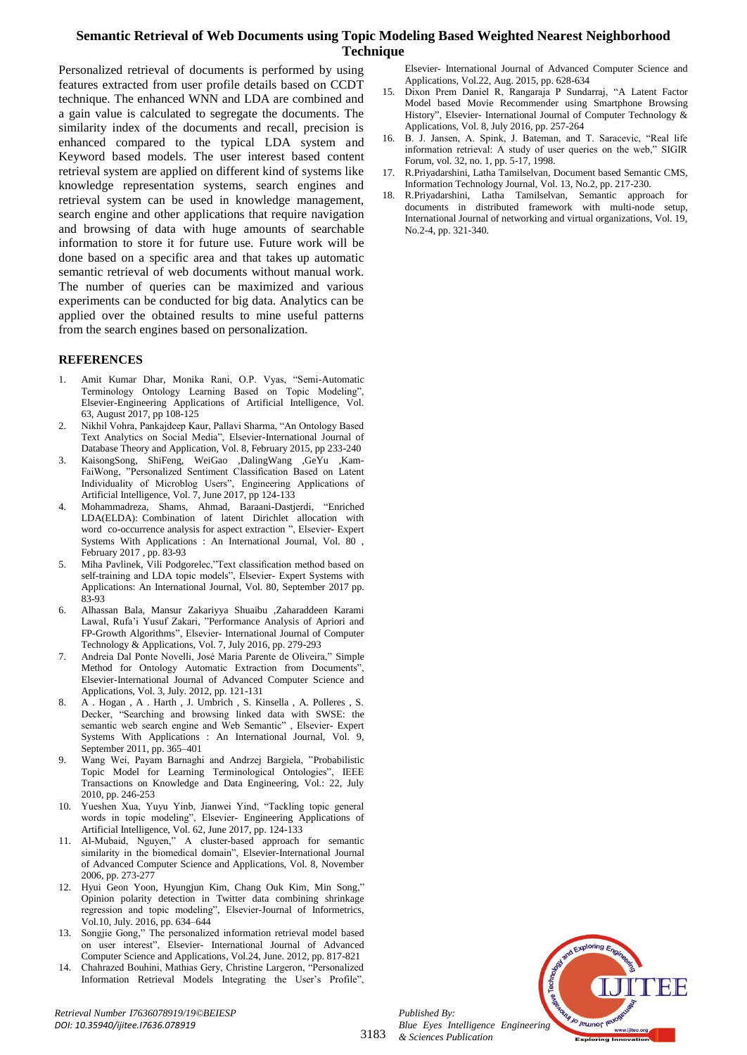Personalized retrieval of documents is performed by using features extracted from user profile details based on CCDT technique. The enhanced WNN and LDA are combined and a gain value is calculated to segregate the documents. The similarity index of the documents and recall, precision is enhanced compared to the typical LDA system and Keyword based models. The user interest based content retrieval system are applied on different kind of systems like knowledge representation systems, search engines and retrieval system can be used in knowledge management, search engine and other applications that require navigation and browsing of data with huge amounts of searchable information to store it for future use. Future work will be done based on a specific area and that takes up automatic semantic retrieval of web documents without manual work. The number of queries can be maximized and various experiments can be conducted for big data. Analytics can be applied over the obtained results to mine useful patterns from the search engines based on personalization.

## REFERENCES

1. Amit Kumar Dhar, Monika Rani, O.P. Vyas, "Semi-Automatic Terminology Ontology Learning Based on Topic Modeling", Elsevier-Engineering Applications of Artificial Intelligence, Vol. 63, August 2017, pp 108-125
2. Nikhil Vohra, Pankajdeep Kaur, Pallavi Sharma, "An Ontology Based Text Analytics on Social Media", Elsevier-International Journal of Database Theory and Application, Vol. 8, February 2015, pp 233-240
3. KaisongSong, ShiFeng, WeiGao ,DalingWang ,GeYu ,Kam-FaiWong, "Personalized Sentiment Classification Based on Latent Individuality of Microblog Users", Engineering Applications of Artificial Intelligence, Vol. 7, June 2017, pp 124-133
4. Mohammadreza, Shams, Ahmad, Baraani-Dastjerdi, "Enriched LDA(ELDA): Combination of latent Dirichlet allocation with word co-occurrence analysis for aspect extraction ", Elsevier- Expert Systems With Applications : An International Journal, Vol. 80 , February 2017 , pp. 83-93
5. Miha Pavlinek, Vili Podgorelec,"Text classification method based on self-training and LDA topic models", Elsevier- Expert Systems with Applications: An International Journal, Vol. 80, September 2017 pp. 83-93
6. Alhassan Bala, Mansur Zakariyya Shuaibu ,Zaharaddeen Karami Lawal, Rufa'i Yusuf Zakari, "Performance Analysis of Apriori and FP-Growth Algorithms", Elsevier- International Journal of Computer Technology & Applications, Vol. 7, July 2016, pp. 279-293
7. Andreia Dal Ponte Novelli, José Maria Parente de Oliveira," Simple Method for Ontology Automatic Extraction from Documents", Elsevier-International Journal of Advanced Computer Science and Applications, Vol. 3, July. 2012, pp. 121-131
8. A . Hogan , A . Harth , J. Umbrich , S. Kinsella , A. Polleres , S. Decker, "Searching and browsing linked data with SWSE: the semantic web search engine and Web Semantic" , Elsevier- Expert Systems With Applications : An International Journal, Vol. 9, September 2011, pp. 365–401
9. Wang Wei, Payam Barnaghi and Andrzej Bargiela, "Probabilistic Topic Model for Learning Terminological Ontologies", IEEE Transactions on Knowledge and Data Engineering, Vol.: 22, July 2010, pp. 246-253
10. Yueshen Xua, Yuyu Yinb, Jianwei Yind, "Tackling topic general words in topic modeling", Elsevier- Engineering Applications of Artificial Intelligence, Vol. 62, June 2017, pp. 124-133
11. Al-Mubaid, Nguyen," A cluster-based approach for semantic similarity in the biomedical domain", Elsevier-International Journal of Advanced Computer Science and Applications, Vol. 8, November 2006, pp. 273-277
12. Hyui Geon Yoon, Hyungjun Kim, Chang Ouk Kim, Min Song," Opinion polarity detection in Twitter data combining shrinkage regression and topic modeling", Elsevier-Journal of Informetrics, Vol.10, July. 2016, pp. 634–644
13. Songjie Gong," The personalized information retrieval model based on user interest", Elsevier- International Journal of Advanced Computer Science and Applications, Vol.24, June. 2012, pp. 817-821
14. Chahrazed Bouhini, Mathias Gery, Christine Largeron, "Personalized Information Retrieval Models Integrating the User's Profile", Elsevier- International Journal of Advanced Computer Science and Applications, Vol.22, Aug. 2015, pp. 628-634
15. Dixon Prem Daniel R, Rangaraja P Sundarraj, "A Latent Factor Model based Movie Recommender using Smartphone Browsing History", Elsevier- International Journal of Computer Technology & Applications, Vol. 8, July 2016, pp. 257-264
16. B. J. Jansen, A. Spink, J. Bateman, and T. Saracevic, "Real life information retrieval: A study of user queries on the web," SIGIR Forum, vol. 32, no. 1, pp. 5-17, 1998.
17. R.Priyadarshini, Latha Tamilselvan, Document based Semantic CMS, Information Technology Journal, Vol. 13, No.2, pp. 217-230.
18. R.Priyadarshini, Latha Tamilselvan, Semantic approach for documents in distributed framework with multi-node setup, International Journal of networking and virtual organizations, Vol. 19, No.2-4, pp. 321-340.